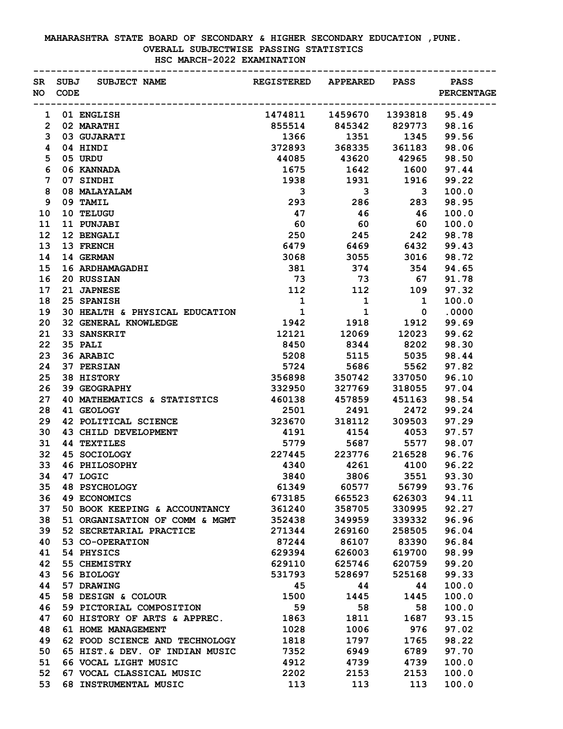# MAHARASHTRA STATE BOARD OF SECONDARY & HIGHER SECONDARY EDUCATION ,PUNE.

## OVERALL SUBJECTWISE PASSING STATISTICS

### HSC MARCH-2022 EXAMINATION

| SR NO | SUBJ CODE | SUBJECT NAME | REGISTERED | APPEARED | PASS | PASS PERCENTAGE |
|---|---|---|---|---|---|---|
| 1 | 01 | ENGLISH | 1474811 | 1459670 | 1393818 | 95.49 |
| 2 | 02 | MARATHI | 855514 | 845342 | 829773 | 98.16 |
| 3 | 03 | GUJARATI | 1366 | 1351 | 1345 | 99.56 |
| 4 | 04 | HINDI | 372893 | 368335 | 361183 | 98.06 |
| 5 | 05 | URDU | 44085 | 43620 | 42965 | 98.50 |
| 6 | 06 | KANNADA | 1675 | 1642 | 1600 | 97.44 |
| 7 | 07 | SINDHI | 1938 | 1931 | 1916 | 99.22 |
| 8 | 08 | MALAYALAM | 3 | 3 | 3 | 100.0 |
| 9 | 09 | TAMIL | 293 | 286 | 283 | 98.95 |
| 10 | 10 | TELUGU | 47 | 46 | 46 | 100.0 |
| 11 | 11 | PUNJABI | 60 | 60 | 60 | 100.0 |
| 12 | 12 | BENGALI | 250 | 245 | 242 | 98.78 |
| 13 | 13 | FRENCH | 6479 | 6469 | 6432 | 99.43 |
| 14 | 14 | GERMAN | 3068 | 3055 | 3016 | 98.72 |
| 15 | 16 | ARDHAMAGADHI | 381 | 374 | 354 | 94.65 |
| 16 | 20 | RUSSIAN | 73 | 73 | 67 | 91.78 |
| 17 | 21 | JAPNESE | 112 | 112 | 109 | 97.32 |
| 18 | 25 | SPANISH | 1 | 1 | 1 | 100.0 |
| 19 | 30 | HEALTH & PHYSICAL EDUCATION | 1 | 1 | 0 | .0000 |
| 20 | 32 | GENERAL KNOWLEDGE | 1942 | 1918 | 1912 | 99.69 |
| 21 | 33 | SANSKRIT | 12121 | 12069 | 12023 | 99.62 |
| 22 | 35 | PALI | 8450 | 8344 | 8202 | 98.30 |
| 23 | 36 | ARABIC | 5208 | 5115 | 5035 | 98.44 |
| 24 | 37 | PERSIAN | 5724 | 5686 | 5562 | 97.82 |
| 25 | 38 | HISTORY | 356898 | 350742 | 337050 | 96.10 |
| 26 | 39 | GEOGRAPHY | 332950 | 327769 | 318055 | 97.04 |
| 27 | 40 | MATHEMATICS & STATISTICS | 460138 | 457859 | 451163 | 98.54 |
| 28 | 41 | GEOLOGY | 2501 | 2491 | 2472 | 99.24 |
| 29 | 42 | POLITICAL SCIENCE | 323670 | 318112 | 309503 | 97.29 |
| 30 | 43 | CHILD DEVELOPMENT | 4191 | 4154 | 4053 | 97.57 |
| 31 | 44 | TEXTILES | 5779 | 5687 | 5577 | 98.07 |
| 32 | 45 | SOCIOLOGY | 227445 | 223776 | 216528 | 96.76 |
| 33 | 46 | PHILOSOPHY | 4340 | 4261 | 4100 | 96.22 |
| 34 | 47 | LOGIC | 3840 | 3806 | 3551 | 93.30 |
| 35 | 48 | PSYCHOLOGY | 61349 | 60577 | 56799 | 93.76 |
| 36 | 49 | ECONOMICS | 673185 | 665523 | 626303 | 94.11 |
| 37 | 50 | BOOK KEEPING & ACCOUNTANCY | 361240 | 358705 | 330995 | 92.27 |
| 38 | 51 | ORGANISATION OF COMM & MGMT | 352438 | 349959 | 339332 | 96.96 |
| 39 | 52 | SECRETARIAL PRACTICE | 271344 | 269160 | 258505 | 96.04 |
| 40 | 53 | CO-OPERATION | 87244 | 86107 | 83390 | 96.84 |
| 41 | 54 | PHYSICS | 629394 | 626003 | 619700 | 98.99 |
| 42 | 55 | CHEMISTRY | 629110 | 625746 | 620759 | 99.20 |
| 43 | 56 | BIOLOGY | 531793 | 528697 | 525168 | 99.33 |
| 44 | 57 | DRAWING | 45 | 44 | 44 | 100.0 |
| 45 | 58 | DESIGN & COLOUR | 1500 | 1445 | 1445 | 100.0 |
| 46 | 59 | PICTORIAL COMPOSITION | 59 | 58 | 58 | 100.0 |
| 47 | 60 | HISTORY OF ARTS & APPREC. | 1863 | 1811 | 1687 | 93.15 |
| 48 | 61 | HOME MANAGEMENT | 1028 | 1006 | 976 | 97.02 |
| 49 | 62 | FOOD SCIENCE AND TECHNOLOGY | 1818 | 1797 | 1765 | 98.22 |
| 50 | 65 | HIST.& DEV. OF INDIAN MUSIC | 7352 | 6949 | 6789 | 97.70 |
| 51 | 66 | VOCAL LIGHT MUSIC | 4912 | 4739 | 4739 | 100.0 |
| 52 | 67 | VOCAL CLASSICAL MUSIC | 2202 | 2153 | 2153 | 100.0 |
| 53 | 68 | INSTRUMENTAL MUSIC | 113 | 113 | 113 | 100.0 |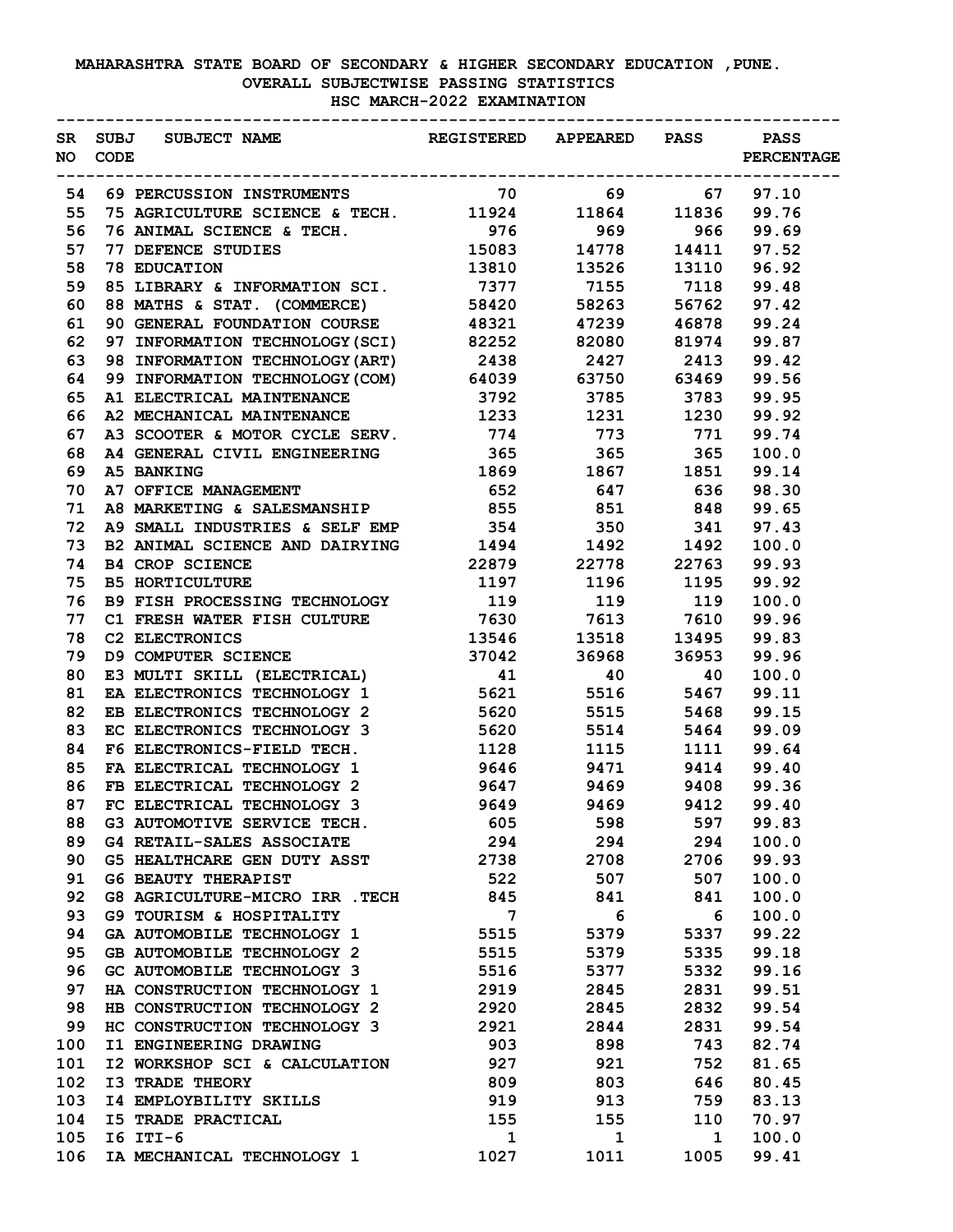# MAHARASHTRA STATE BOARD OF SECONDARY & HIGHER SECONDARY EDUCATION ,PUNE.

## OVERALL SUBJECTWISE PASSING STATISTICS

### HSC MARCH-2022 EXAMINATION

| SR NO | SUBJ CODE | SUBJECT NAME | REGISTERED | APPEARED | PASS | PASS PERCENTAGE |
|---|---|---|---|---|---|---|
| 54 | 69 | PERCUSSION INSTRUMENTS | 70 | 69 | 67 | 97.10 |
| 55 | 75 | AGRICULTURE SCIENCE & TECH. | 11924 | 11864 | 11836 | 99.76 |
| 56 | 76 | ANIMAL SCIENCE & TECH. | 976 | 969 | 966 | 99.69 |
| 57 | 77 | DEFENCE STUDIES | 15083 | 14778 | 14411 | 97.52 |
| 58 | 78 | EDUCATION | 13810 | 13526 | 13110 | 96.92 |
| 59 | 85 | LIBRARY & INFORMATION SCI. | 7377 | 7155 | 7118 | 99.48 |
| 60 | 88 | MATHS & STAT. (COMMERCE) | 58420 | 58263 | 56762 | 97.42 |
| 61 | 90 | GENERAL FOUNDATION COURSE | 48321 | 47239 | 46878 | 99.24 |
| 62 | 97 | INFORMATION TECHNOLOGY(SCI) | 82252 | 82080 | 81974 | 99.87 |
| 63 | 98 | INFORMATION TECHNOLOGY(ART) | 2438 | 2427 | 2413 | 99.42 |
| 64 | 99 | INFORMATION TECHNOLOGY(COM) | 64039 | 63750 | 63469 | 99.56 |
| 65 | A1 | ELECTRICAL MAINTENANCE | 3792 | 3785 | 3783 | 99.95 |
| 66 | A2 | MECHANICAL MAINTENANCE | 1233 | 1231 | 1230 | 99.92 |
| 67 | A3 | SCOOTER & MOTOR CYCLE SERV. | 774 | 773 | 771 | 99.74 |
| 68 | A4 | GENERAL CIVIL ENGINEERING | 365 | 365 | 365 | 100.0 |
| 69 | A5 | BANKING | 1869 | 1867 | 1851 | 99.14 |
| 70 | A7 | OFFICE MANAGEMENT | 652 | 647 | 636 | 98.30 |
| 71 | A8 | MARKETING & SALESMANSHIP | 855 | 851 | 848 | 99.65 |
| 72 | A9 | SMALL INDUSTRIES & SELF EMP | 354 | 350 | 341 | 97.43 |
| 73 | B2 | ANIMAL SCIENCE AND DAIRYING | 1494 | 1492 | 1492 | 100.0 |
| 74 | B4 | CROP SCIENCE | 22879 | 22778 | 22763 | 99.93 |
| 75 | B5 | HORTICULTURE | 1197 | 1196 | 1195 | 99.92 |
| 76 | B9 | FISH PROCESSING TECHNOLOGY | 119 | 119 | 119 | 100.0 |
| 77 | C1 | FRESH WATER FISH CULTURE | 7630 | 7613 | 7610 | 99.96 |
| 78 | C2 | ELECTRONICS | 13546 | 13518 | 13495 | 99.83 |
| 79 | D9 | COMPUTER SCIENCE | 37042 | 36968 | 36953 | 99.96 |
| 80 | E3 | MULTI SKILL (ELECTRICAL) | 41 | 40 | 40 | 100.0 |
| 81 | EA | ELECTRONICS TECHNOLOGY 1 | 5621 | 5516 | 5467 | 99.11 |
| 82 | EB | ELECTRONICS TECHNOLOGY 2 | 5620 | 5515 | 5468 | 99.15 |
| 83 | EC | ELECTRONICS TECHNOLOGY 3 | 5620 | 5514 | 5464 | 99.09 |
| 84 | F6 | ELECTRONICS-FIELD TECH. | 1128 | 1115 | 1111 | 99.64 |
| 85 | FA | ELECTRICAL TECHNOLOGY 1 | 9646 | 9471 | 9414 | 99.40 |
| 86 | FB | ELECTRICAL TECHNOLOGY 2 | 9647 | 9469 | 9408 | 99.36 |
| 87 | FC | ELECTRICAL TECHNOLOGY 3 | 9649 | 9469 | 9412 | 99.40 |
| 88 | G3 | AUTOMOTIVE SERVICE TECH. | 605 | 598 | 597 | 99.83 |
| 89 | G4 | RETAIL-SALES ASSOCIATE | 294 | 294 | 294 | 100.0 |
| 90 | G5 | HEALTHCARE GEN DUTY ASST | 2738 | 2708 | 2706 | 99.93 |
| 91 | G6 | BEAUTY THERAPIST | 522 | 507 | 507 | 100.0 |
| 92 | G8 | AGRICULTURE-MICRO IRR .TECH | 845 | 841 | 841 | 100.0 |
| 93 | G9 | TOURISM & HOSPITALITY | 7 | 6 | 6 | 100.0 |
| 94 | GA | AUTOMOBILE TECHNOLOGY 1 | 5515 | 5379 | 5337 | 99.22 |
| 95 | GB | AUTOMOBILE TECHNOLOGY 2 | 5515 | 5379 | 5335 | 99.18 |
| 96 | GC | AUTOMOBILE TECHNOLOGY 3 | 5516 | 5377 | 5332 | 99.16 |
| 97 | HA | CONSTRUCTION TECHNOLOGY 1 | 2919 | 2845 | 2831 | 99.51 |
| 98 | HB | CONSTRUCTION TECHNOLOGY 2 | 2920 | 2845 | 2832 | 99.54 |
| 99 | HC | CONSTRUCTION TECHNOLOGY 3 | 2921 | 2844 | 2831 | 99.54 |
| 100 | I1 | ENGINEERING DRAWING | 903 | 898 | 743 | 82.74 |
| 101 | I2 | WORKSHOP SCI & CALCULATION | 927 | 921 | 752 | 81.65 |
| 102 | I3 | TRADE THEORY | 809 | 803 | 646 | 80.45 |
| 103 | I4 | EMPLOYBILITY SKILLS | 919 | 913 | 759 | 83.13 |
| 104 | I5 | TRADE PRACTICAL | 155 | 155 | 110 | 70.97 |
| 105 | I6 | ITI-6 | 1 | 1 | 1 | 100.0 |
| 106 | IA | MECHANICAL TECHNOLOGY 1 | 1027 | 1011 | 1005 | 99.41 |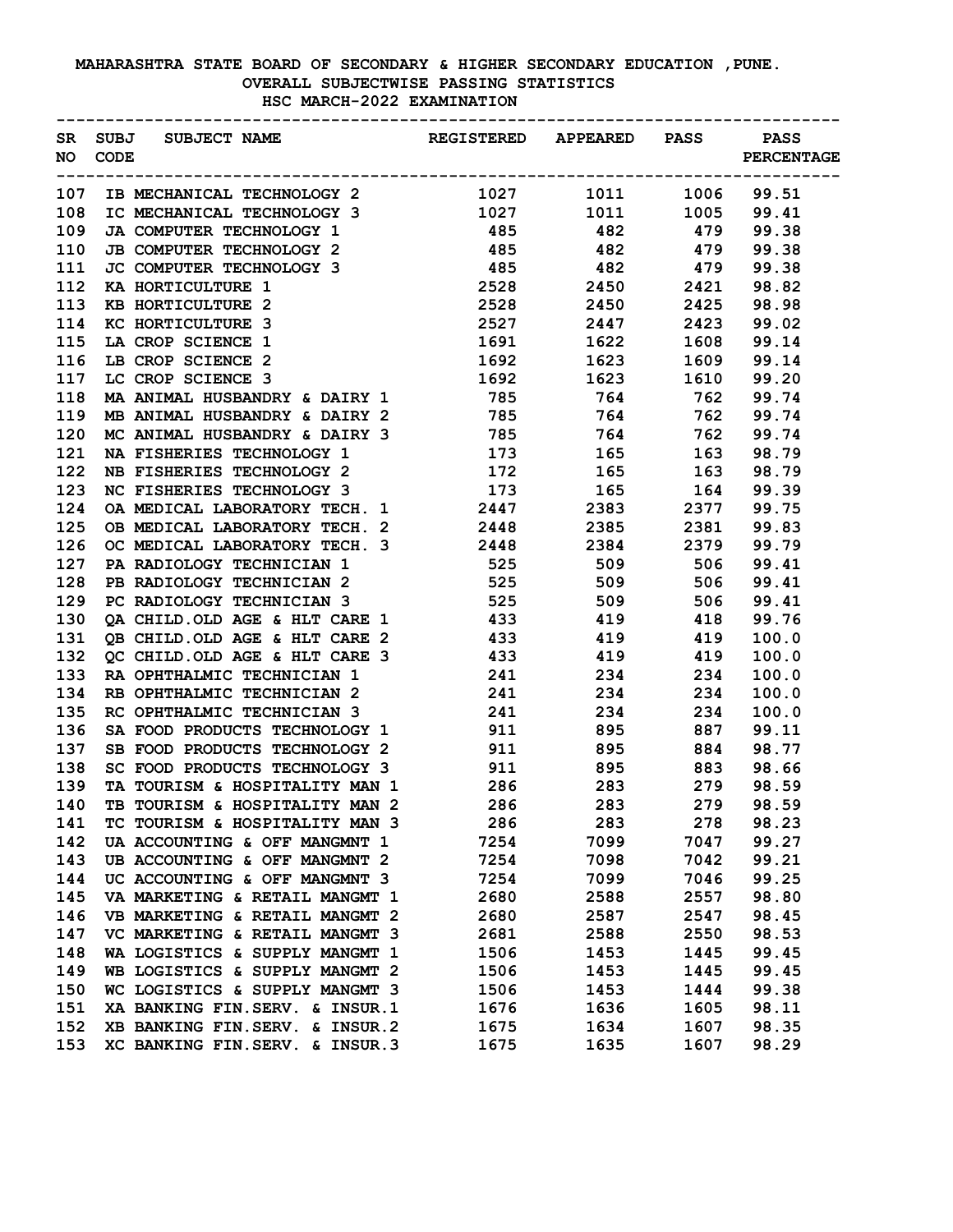MAHARASHTRA STATE BOARD OF SECONDARY & HIGHER SECONDARY EDUCATION ,PUNE.

OVERALL SUBJECTWISE PASSING STATISTICS

HSC MARCH-2022 EXAMINATION

| SR NO | SUBJ CODE | SUBJECT NAME | REGISTERED | APPEARED | PASS | PASS PERCENTAGE |
|---|---|---|---|---|---|---|
| 107 | IB | MECHANICAL TECHNOLOGY 2 | 1027 | 1011 | 1006 | 99.51 |
| 108 | IC | MECHANICAL TECHNOLOGY 3 | 1027 | 1011 | 1005 | 99.41 |
| 109 | JA | COMPUTER TECHNOLOGY 1 | 485 | 482 | 479 | 99.38 |
| 110 | JB | COMPUTER TECHNOLOGY 2 | 485 | 482 | 479 | 99.38 |
| 111 | JC | COMPUTER TECHNOLOGY 3 | 485 | 482 | 479 | 99.38 |
| 112 | KA | HORTICULTURE 1 | 2528 | 2450 | 2421 | 98.82 |
| 113 | KB | HORTICULTURE 2 | 2528 | 2450 | 2425 | 98.98 |
| 114 | KC | HORTICULTURE 3 | 2527 | 2447 | 2423 | 99.02 |
| 115 | LA | CROP SCIENCE 1 | 1691 | 1622 | 1608 | 99.14 |
| 116 | LB | CROP SCIENCE 2 | 1692 | 1623 | 1609 | 99.14 |
| 117 | LC | CROP SCIENCE 3 | 1692 | 1623 | 1610 | 99.20 |
| 118 | MA | ANIMAL HUSBANDRY & DAIRY 1 | 785 | 764 | 762 | 99.74 |
| 119 | MB | ANIMAL HUSBANDRY & DAIRY 2 | 785 | 764 | 762 | 99.74 |
| 120 | MC | ANIMAL HUSBANDRY & DAIRY 3 | 785 | 764 | 762 | 99.74 |
| 121 | NA | FISHERIES TECHNOLOGY 1 | 173 | 165 | 163 | 98.79 |
| 122 | NB | FISHERIES TECHNOLOGY 2 | 172 | 165 | 163 | 98.79 |
| 123 | NC | FISHERIES TECHNOLOGY 3 | 173 | 165 | 164 | 99.39 |
| 124 | OA | MEDICAL LABORATORY TECH. 1 | 2447 | 2383 | 2377 | 99.75 |
| 125 | OB | MEDICAL LABORATORY TECH. 2 | 2448 | 2385 | 2381 | 99.83 |
| 126 | OC | MEDICAL LABORATORY TECH. 3 | 2448 | 2384 | 2379 | 99.79 |
| 127 | PA | RADIOLOGY TECHNICIAN 1 | 525 | 509 | 506 | 99.41 |
| 128 | PB | RADIOLOGY TECHNICIAN 2 | 525 | 509 | 506 | 99.41 |
| 129 | PC | RADIOLOGY TECHNICIAN 3 | 525 | 509 | 506 | 99.41 |
| 130 | QA | CHILD.OLD AGE & HLT CARE 1 | 433 | 419 | 418 | 99.76 |
| 131 | QB | CHILD.OLD AGE & HLT CARE 2 | 433 | 419 | 419 | 100.0 |
| 132 | QC | CHILD.OLD AGE & HLT CARE 3 | 433 | 419 | 419 | 100.0 |
| 133 | RA | OPHTHALMIC TECHNICIAN 1 | 241 | 234 | 234 | 100.0 |
| 134 | RB | OPHTHALMIC TECHNICIAN 2 | 241 | 234 | 234 | 100.0 |
| 135 | RC | OPHTHALMIC TECHNICIAN 3 | 241 | 234 | 234 | 100.0 |
| 136 | SA | FOOD PRODUCTS TECHNOLOGY 1 | 911 | 895 | 887 | 99.11 |
| 137 | SB | FOOD PRODUCTS TECHNOLOGY 2 | 911 | 895 | 884 | 98.77 |
| 138 | SC | FOOD PRODUCTS TECHNOLOGY 3 | 911 | 895 | 883 | 98.66 |
| 139 | TA | TOURISM & HOSPITALITY MAN 1 | 286 | 283 | 279 | 98.59 |
| 140 | TB | TOURISM & HOSPITALITY MAN 2 | 286 | 283 | 279 | 98.59 |
| 141 | TC | TOURISM & HOSPITALITY MAN 3 | 286 | 283 | 278 | 98.23 |
| 142 | UA | ACCOUNTING & OFF MANGMNT 1 | 7254 | 7099 | 7047 | 99.27 |
| 143 | UB | ACCOUNTING & OFF MANGMNT 2 | 7254 | 7098 | 7042 | 99.21 |
| 144 | UC | ACCOUNTING & OFF MANGMNT 3 | 7254 | 7099 | 7046 | 99.25 |
| 145 | VA | MARKETING & RETAIL MANGMT 1 | 2680 | 2588 | 2557 | 98.80 |
| 146 | VB | MARKETING & RETAIL MANGMT 2 | 2680 | 2587 | 2547 | 98.45 |
| 147 | VC | MARKETING & RETAIL MANGMT 3 | 2681 | 2588 | 2550 | 98.53 |
| 148 | WA | LOGISTICS & SUPPLY MANGMT 1 | 1506 | 1453 | 1445 | 99.45 |
| 149 | WB | LOGISTICS & SUPPLY MANGMT 2 | 1506 | 1453 | 1445 | 99.45 |
| 150 | WC | LOGISTICS & SUPPLY MANGMT 3 | 1506 | 1453 | 1444 | 99.38 |
| 151 | XA | BANKING FIN.SERV. & INSUR.1 | 1676 | 1636 | 1605 | 98.11 |
| 152 | XB | BANKING FIN.SERV. & INSUR.2 | 1675 | 1634 | 1607 | 98.35 |
| 153 | XC | BANKING FIN.SERV. & INSUR.3 | 1675 | 1635 | 1607 | 98.29 |